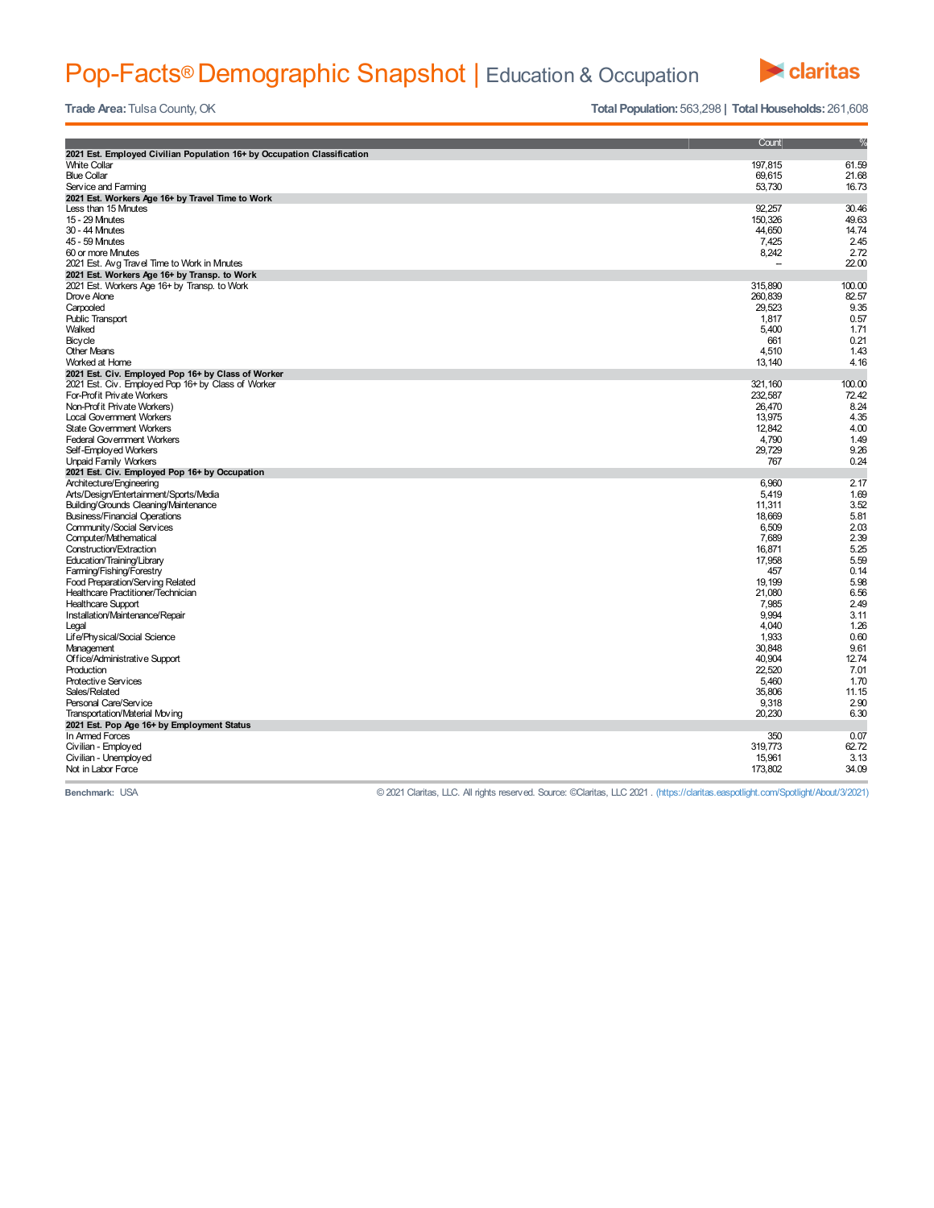# Pop-Facts® Demographic Snapshot | Education & Occupation

**Trade Area:** Tulsa County, OK

**Total Population:** 563,298 | **Total Households:** 261,608

| | Count | % |
|---|---|---|
| **2021 Est. Employed Civilian Population 16+ by Occupation Classification** | | |
| White Collar | 197,815 | 61.59 |
| Blue Collar | 69,615 | 21.68 |
| Service and Farming | 53,730 | 16.73 |
| **2021 Est. Workers Age 16+ by Travel Time to Work** | | |
| Less than 15 Minutes | 92,257 | 30.46 |
| 15 - 29 Minutes | 150,326 | 49.63 |
| 30 - 44 Minutes | 44,650 | 14.74 |
| 45 - 59 Minutes | 7,425 | 2.45 |
| 60 or more Minutes | 8,242 | 2.72 |
| 2021 Est. Avg Travel Time to Work in Minutes | -- | 22.00 |
| **2021 Est. Workers Age 16+ by Transp. to Work** | | |
| 2021 Est. Workers Age 16+ by Transp. to Work | 315,890 | 100.00 |
| Drove Alone | 260,839 | 82.57 |
| Carpooled | 29,523 | 9.35 |
| Public Transport | 1,817 | 0.57 |
| Walked | 5,400 | 1.71 |
| Bicycle | 661 | 0.21 |
| Other Means | 4,510 | 1.43 |
| Worked at Home | 13,140 | 4.16 |
| **2021 Est. Civ. Employed Pop 16+ by Class of Worker** | | |
| 2021 Est. Civ. Employed Pop 16+ by Class of Worker | 321,160 | 100.00 |
| For-Profit Private Workers | 232,587 | 72.42 |
| Non-Profit Private Workers) | 26,470 | 8.24 |
| Local Government Workers | 13,975 | 4.35 |
| State Government Workers | 12,842 | 4.00 |
| Federal Government Workers | 4,790 | 1.49 |
| Self-Employed Workers | 29,729 | 9.26 |
| Unpaid Family Workers | 767 | 0.24 |
| **2021 Est. Civ. Employed Pop 16+ by Occupation** | | |
| Architecture/Engineering | 6,960 | 2.17 |
| Arts/Design/Entertainment/Sports/Media | 5,419 | 1.69 |
| Building/Grounds Cleaning/Maintenance | 11,311 | 3.52 |
| Business/Financial Operations | 18,669 | 5.81 |
| Community/Social Services | 6,509 | 2.03 |
| Computer/Mathematical | 7,689 | 2.39 |
| Construction/Extraction | 16,871 | 5.25 |
| Education/Training/Library | 17,958 | 5.59 |
| Farming/Fishing/Forestry | 457 | 0.14 |
| Food Preparation/Serving Related | 19,199 | 5.98 |
| Healthcare Practitioner/Technician | 21,080 | 6.56 |
| Healthcare Support | 7,985 | 2.49 |
| Installation/Maintenance/Repair | 9,994 | 3.11 |
| Legal | 4,040 | 1.26 |
| Life/Physical/Social Science | 1,933 | 0.60 |
| Management | 30,848 | 9.61 |
| Office/Administrative Support | 40,904 | 12.74 |
| Production | 22,520 | 7.01 |
| Protective Services | 5,460 | 1.70 |
| Sales/Related | 35,806 | 11.15 |
| Personal Care/Service | 9,318 | 2.90 |
| Transportation/Material Moving | 20,230 | 6.30 |
| **2021 Est. Pop Age 16+ by Employment Status** | | |
| In Armed Forces | 350 | 0.07 |
| Civilian - Employed | 319,773 | 62.72 |
| Civilian - Unemployed | 15,961 | 3.13 |
| Not in Labor Force | 173,802 | 34.09 |

**Benchmark:** USA

© 2021 Claritas, LLC. All rights reserved. Source: ©Claritas, LLC 2021 . (https://claritas.easpotlight.com/Spotlight/About/3/2021)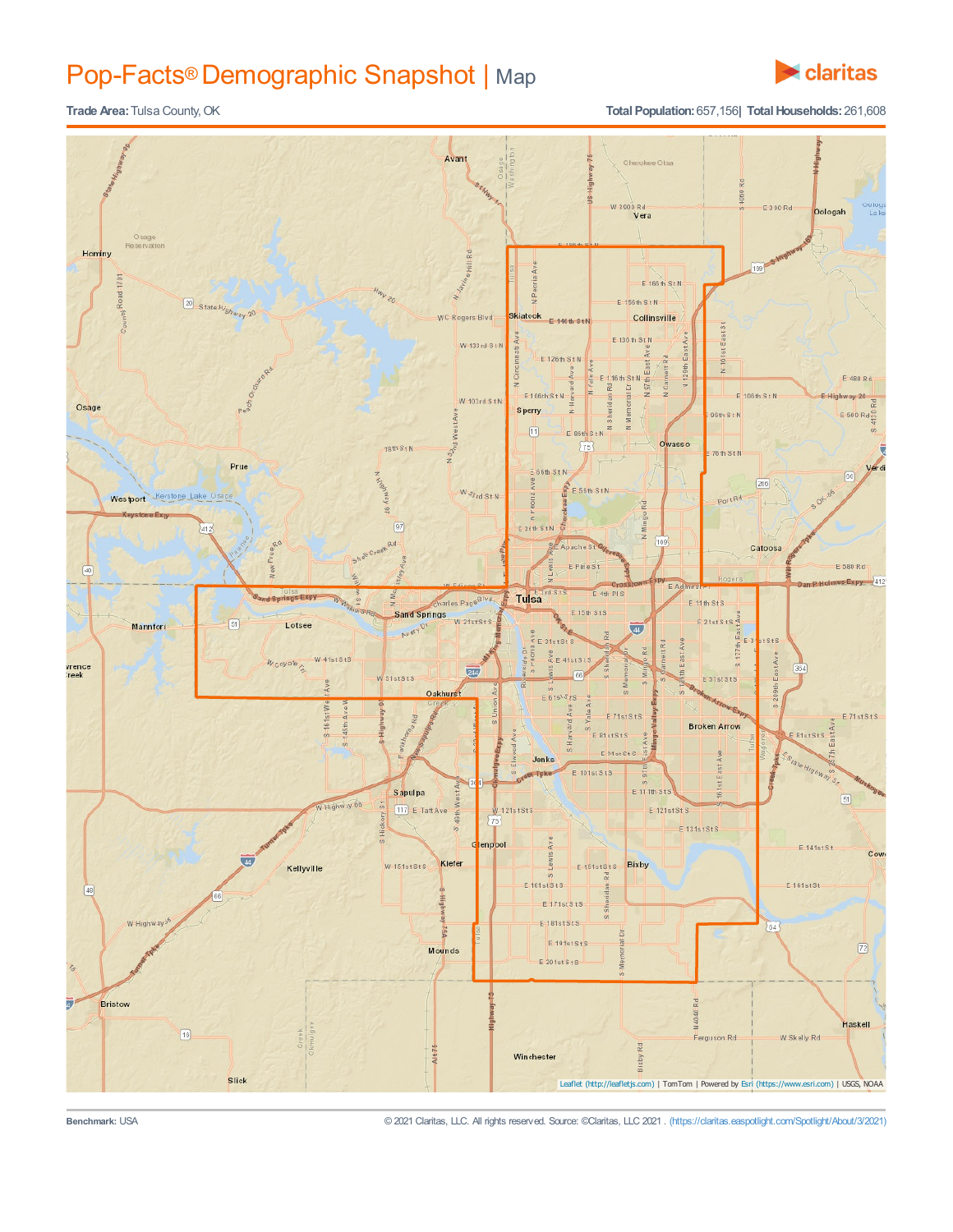# Pop-Facts® Demographic Snapshot | Map

**Trade Area:** Tulsa County, OK

**Total Population:** 657,156 | **Total Households:** 261,608

Leaflet (http://leafletjs.com) | TomTom | Powered by Esri (https://www.esri.com) | USGS, NOAA

**Benchmark:** USA

© 2021 Claritas, LLC. All rights reserved. Source: ©Claritas, LLC 2021 . (https://claritas.easpotlight.com/Spotlight/About/3/2021)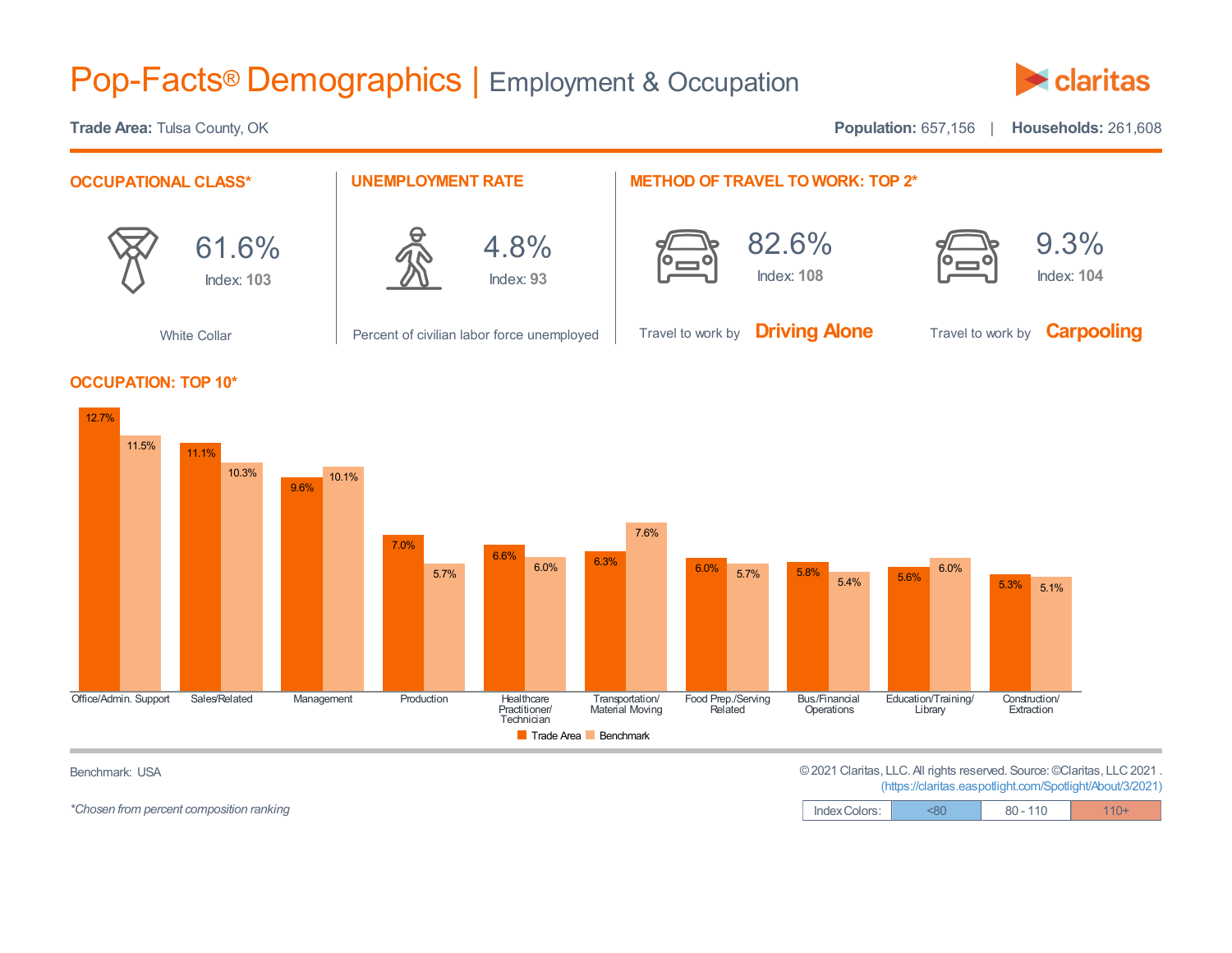# Pop-Facts® Demographics | Employment & Occupation

claritas

**Trade Area:** Tulsa County, OK

**Population:** 657,156 | **Households:** 261,608

## OCCUPATIONAL CLASS*

61.6%

Index: 103

White Collar

## UNEMPLOYMENT RATE

4.8%

Index: 93

Percent of civilian labor force unemployed

## METHOD OF TRAVEL TO WORK: TOP 2*

82.6%

Index: 108

Travel to work by **Driving Alone**

9.3%

Index: 104

Travel to work by **Carpooling**

## OCCUPATION: TOP 10*

Office/Admin. Support: 12.7%, 11.5%
Sales/Related: 11.1%, 10.3%
Management: 9.6%, 10.1%
Production: 7.0%, 5.7%
Healthcare Practitioner/ Technician: 6.6%, 6.0%
Transportation/ Material Moving: 6.3%, 7.6%
Food Prep./Serving Related: 6.0%, 5.7%
Bus/Financial Operations: 5.8%, 5.4%
Education/Training/ Library: 5.6%, 6.0%
Construction/ Extraction: 5.3%, 5.1%

Trade Area | Benchmark

Benchmark: USA

*Chosen from percent composition ranking

© 2021 Claritas, LLC. All rights reserved. Source: ©Claritas, LLC 2021 .
(https://claritas.easpotlight.com/Spotlight/About/3/2021)

Index Colors: <80 | 80 - 110 | 110+